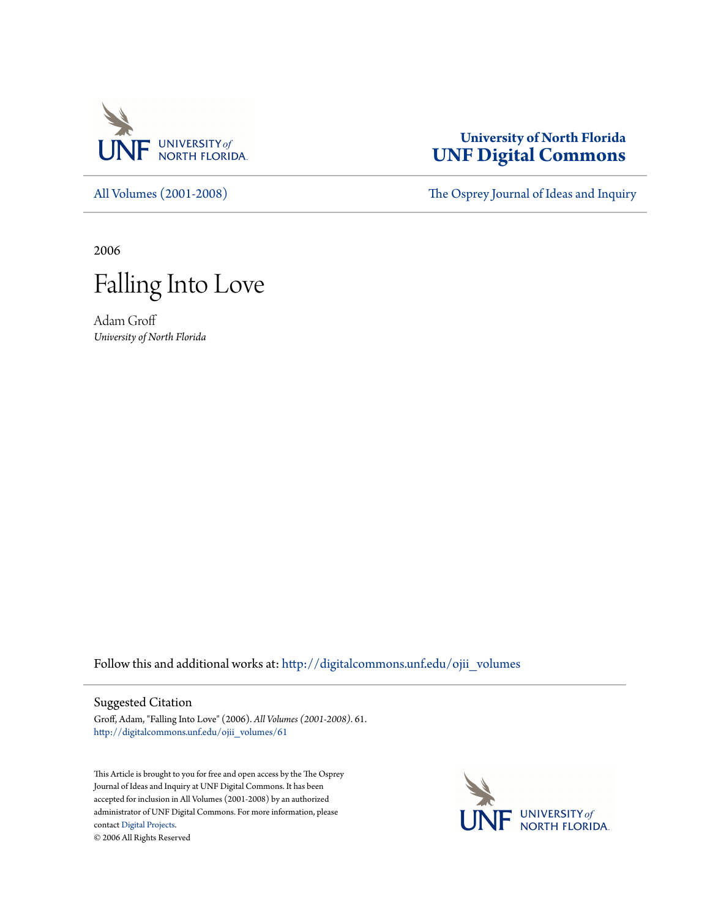University of North Florida
**UNF Digital Commons**

All Volumes (2001-2008) | The Osprey Journal of Ideas and Inquiry

2006

# Falling Into Love

Adam Groff
*University of North Florida*

Follow this and additional works at: http://digitalcommons.unf.edu/ojii_volumes

## Suggested Citation

Groff, Adam, "Falling Into Love" (2006). *All Volumes (2001-2008)*. 61.
http://digitalcommons.unf.edu/ojii_volumes/61

This Article is brought to you for free and open access by the The Osprey Journal of Ideas and Inquiry at UNF Digital Commons. It has been accepted for inclusion in All Volumes (2001-2008) by an authorized administrator of UNF Digital Commons. For more information, please contact Digital Projects.
© 2006 All Rights Reserved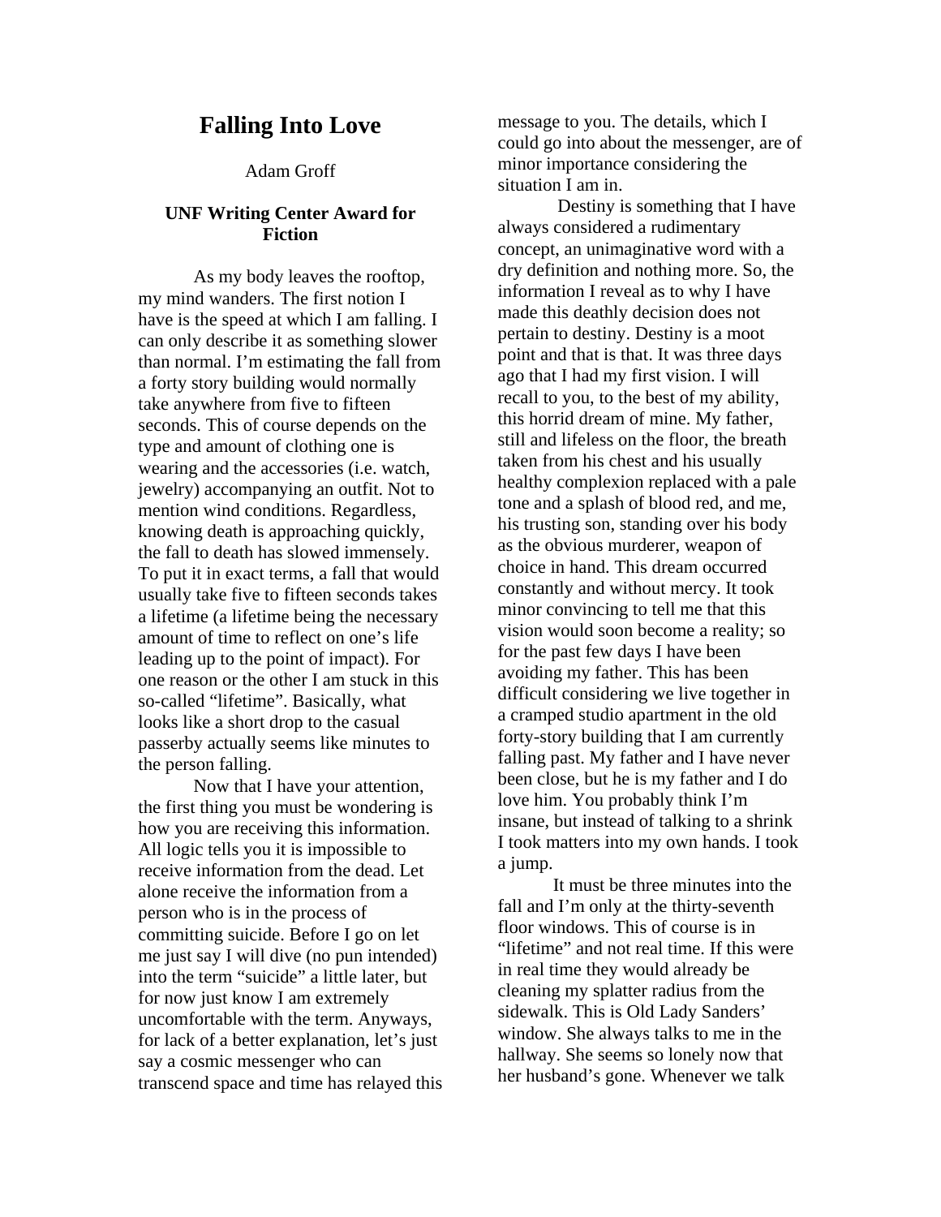# Falling Into Love

Adam Groff

**UNF Writing Center Award for Fiction**

As my body leaves the rooftop, my mind wanders. The first notion I have is the speed at which I am falling. I can only describe it as something slower than normal. I'm estimating the fall from a forty story building would normally take anywhere from five to fifteen seconds. This of course depends on the type and amount of clothing one is wearing and the accessories (i.e. watch, jewelry) accompanying an outfit. Not to mention wind conditions. Regardless, knowing death is approaching quickly, the fall to death has slowed immensely. To put it in exact terms, a fall that would usually take five to fifteen seconds takes a lifetime (a lifetime being the necessary amount of time to reflect on one's life leading up to the point of impact). For one reason or the other I am stuck in this so-called "lifetime". Basically, what looks like a short drop to the casual passerby actually seems like minutes to the person falling.

Now that I have your attention, the first thing you must be wondering is how you are receiving this information. All logic tells you it is impossible to receive information from the dead. Let alone receive the information from a person who is in the process of committing suicide. Before I go on let me just say I will dive (no pun intended) into the term "suicide" a little later, but for now just know I am extremely uncomfortable with the term. Anyways, for lack of a better explanation, let's just say a cosmic messenger who can transcend space and time has relayed this message to you. The details, which I could go into about the messenger, are of minor importance considering the situation I am in.

Destiny is something that I have always considered a rudimentary concept, an unimaginative word with a dry definition and nothing more. So, the information I reveal as to why I have made this deathly decision does not pertain to destiny. Destiny is a moot point and that is that. It was three days ago that I had my first vision. I will recall to you, to the best of my ability, this horrid dream of mine. My father, still and lifeless on the floor, the breath taken from his chest and his usually healthy complexion replaced with a pale tone and a splash of blood red, and me, his trusting son, standing over his body as the obvious murderer, weapon of choice in hand. This dream occurred constantly and without mercy. It took minor convincing to tell me that this vision would soon become a reality; so for the past few days I have been avoiding my father. This has been difficult considering we live together in a cramped studio apartment in the old forty-story building that I am currently falling past. My father and I have never been close, but he is my father and I do love him. You probably think I'm insane, but instead of talking to a shrink I took matters into my own hands. I took a jump.

It must be three minutes into the fall and I'm only at the thirty-seventh floor windows. This of course is in "lifetime" and not real time. If this were in real time they would already be cleaning my splatter radius from the sidewalk. This is Old Lady Sanders' window. She always talks to me in the hallway. She seems so lonely now that her husband's gone. Whenever we talk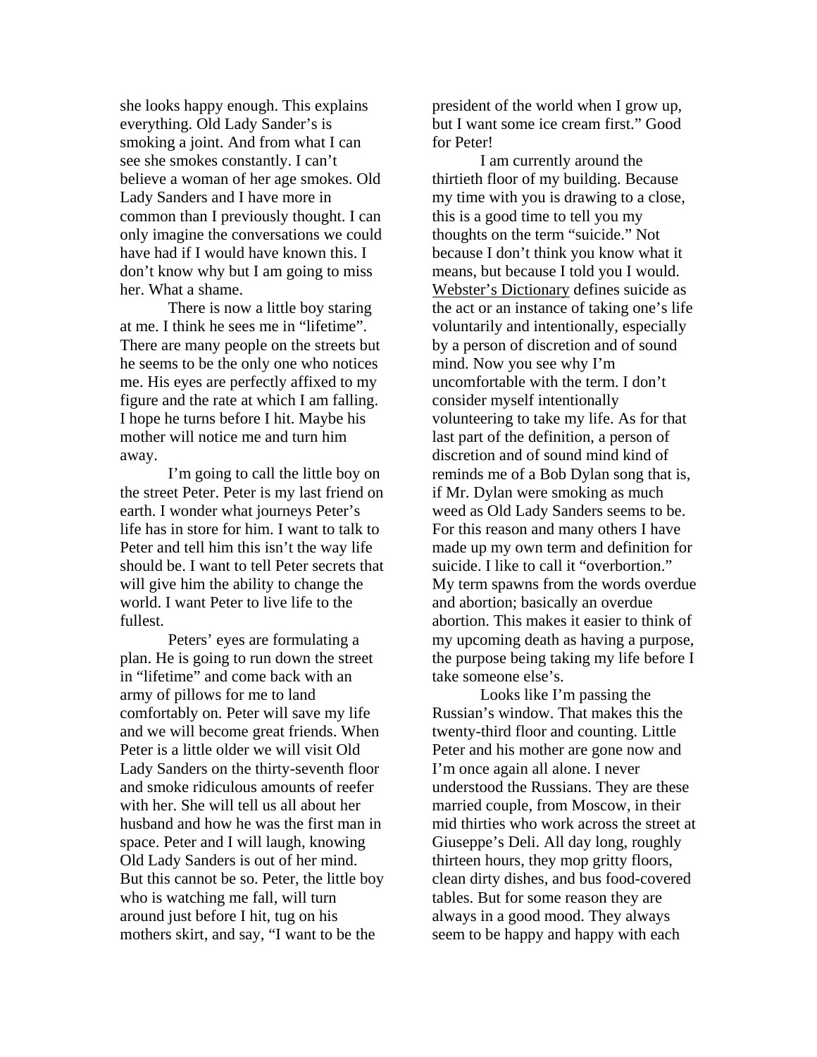she looks happy enough. This explains everything. Old Lady Sander's is smoking a joint. And from what I can see she smokes constantly. I can't believe a woman of her age smokes. Old Lady Sanders and I have more in common than I previously thought. I can only imagine the conversations we could have had if I would have known this. I don't know why but I am going to miss her. What a shame.

There is now a little boy staring at me. I think he sees me in "lifetime". There are many people on the streets but he seems to be the only one who notices me. His eyes are perfectly affixed to my figure and the rate at which I am falling. I hope he turns before I hit. Maybe his mother will notice me and turn him away.

I'm going to call the little boy on the street Peter. Peter is my last friend on earth. I wonder what journeys Peter's life has in store for him. I want to talk to Peter and tell him this isn't the way life should be. I want to tell Peter secrets that will give him the ability to change the world. I want Peter to live life to the fullest.

Peters' eyes are formulating a plan. He is going to run down the street in "lifetime" and come back with an army of pillows for me to land comfortably on. Peter will save my life and we will become great friends. When Peter is a little older we will visit Old Lady Sanders on the thirty-seventh floor and smoke ridiculous amounts of reefer with her. She will tell us all about her husband and how he was the first man in space. Peter and I will laugh, knowing Old Lady Sanders is out of her mind. But this cannot be so. Peter, the little boy who is watching me fall, will turn around just before I hit, tug on his mothers skirt, and say, "I want to be the president of the world when I grow up, but I want some ice cream first." Good for Peter!

I am currently around the thirtieth floor of my building. Because my time with you is drawing to a close, this is a good time to tell you my thoughts on the term "suicide." Not because I don't think you know what it means, but because I told you I would. Webster's Dictionary defines suicide as the act or an instance of taking one's life voluntarily and intentionally, especially by a person of discretion and of sound mind. Now you see why I'm uncomfortable with the term. I don't consider myself intentionally volunteering to take my life. As for that last part of the definition, a person of discretion and of sound mind kind of reminds me of a Bob Dylan song that is, if Mr. Dylan were smoking as much weed as Old Lady Sanders seems to be. For this reason and many others I have made up my own term and definition for suicide. I like to call it "overbortion." My term spawns from the words overdue and abortion; basically an overdue abortion. This makes it easier to think of my upcoming death as having a purpose, the purpose being taking my life before I take someone else's.

Looks like I'm passing the Russian's window. That makes this the twenty-third floor and counting. Little Peter and his mother are gone now and I'm once again all alone. I never understood the Russians. They are these married couple, from Moscow, in their mid thirties who work across the street at Giuseppe's Deli. All day long, roughly thirteen hours, they mop gritty floors, clean dirty dishes, and bus food-covered tables. But for some reason they are always in a good mood. They always seem to be happy and happy with each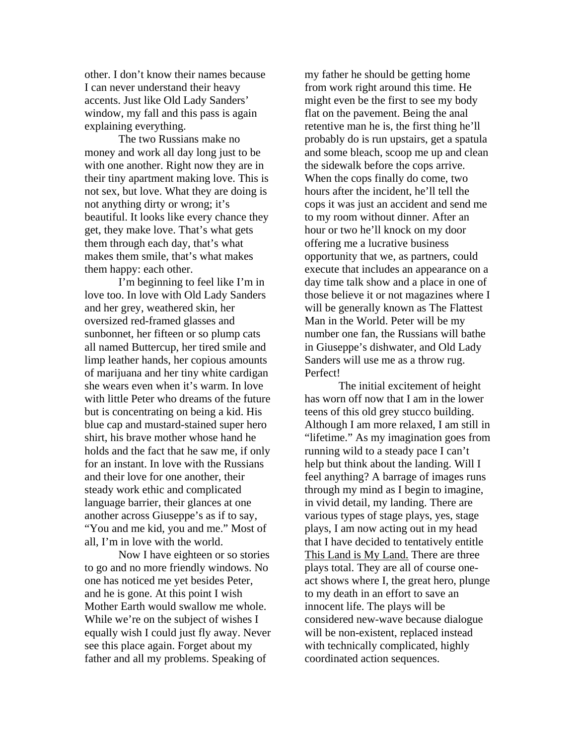other. I don't know their names because I can never understand their heavy accents. Just like Old Lady Sanders' window, my fall and this pass is again explaining everything.

The two Russians make no money and work all day long just to be with one another. Right now they are in their tiny apartment making love. This is not sex, but love. What they are doing is not anything dirty or wrong; it's beautiful. It looks like every chance they get, they make love. That's what gets them through each day, that's what makes them smile, that's what makes them happy: each other.

I'm beginning to feel like I'm in love too. In love with Old Lady Sanders and her grey, weathered skin, her oversized red-framed glasses and sunbonnet, her fifteen or so plump cats all named Buttercup, her tired smile and limp leather hands, her copious amounts of marijuana and her tiny white cardigan she wears even when it's warm. In love with little Peter who dreams of the future but is concentrating on being a kid. His blue cap and mustard-stained super hero shirt, his brave mother whose hand he holds and the fact that he saw me, if only for an instant. In love with the Russians and their love for one another, their steady work ethic and complicated language barrier, their glances at one another across Giuseppe's as if to say, "You and me kid, you and me." Most of all, I'm in love with the world.

Now I have eighteen or so stories to go and no more friendly windows. No one has noticed me yet besides Peter, and he is gone. At this point I wish Mother Earth would swallow me whole. While we're on the subject of wishes I equally wish I could just fly away. Never see this place again. Forget about my father and all my problems. Speaking of my father he should be getting home from work right around this time. He might even be the first to see my body flat on the pavement. Being the anal retentive man he is, the first thing he'll probably do is run upstairs, get a spatula and some bleach, scoop me up and clean the sidewalk before the cops arrive. When the cops finally do come, two hours after the incident, he'll tell the cops it was just an accident and send me to my room without dinner. After an hour or two he'll knock on my door offering me a lucrative business opportunity that we, as partners, could execute that includes an appearance on a day time talk show and a place in one of those believe it or not magazines where I will be generally known as The Flattest Man in the World. Peter will be my number one fan, the Russians will bathe in Giuseppe's dishwater, and Old Lady Sanders will use me as a throw rug. Perfect!

The initial excitement of height has worn off now that I am in the lower teens of this old grey stucco building. Although I am more relaxed, I am still in "lifetime." As my imagination goes from running wild to a steady pace I can't help but think about the landing. Will I feel anything? A barrage of images runs through my mind as I begin to imagine, in vivid detail, my landing. There are various types of stage plays, yes, stage plays, I am now acting out in my head that I have decided to tentatively entitle <u>This Land is My Land.</u> There are three plays total. They are all of course one-act shows where I, the great hero, plunge to my death in an effort to save an innocent life. The plays will be considered new-wave because dialogue will be non-existent, replaced instead with technically complicated, highly coordinated action sequences.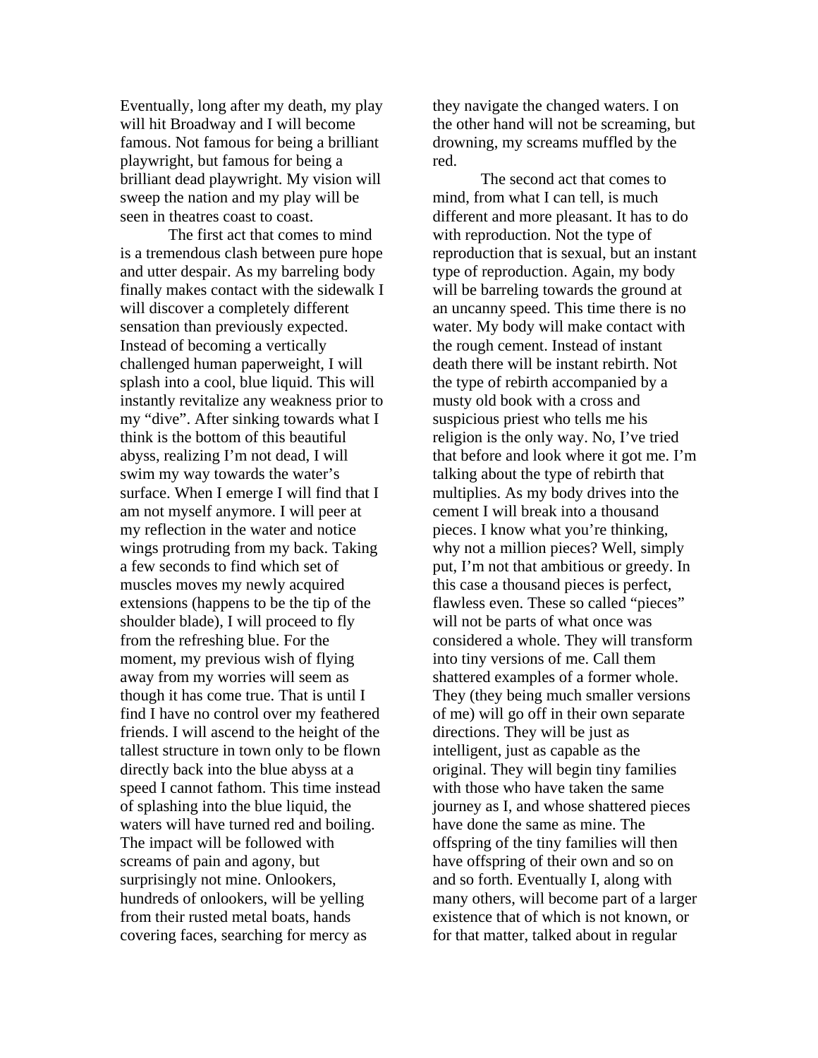Eventually, long after my death, my play will hit Broadway and I will become famous. Not famous for being a brilliant playwright, but famous for being a brilliant dead playwright. My vision will sweep the nation and my play will be seen in theatres coast to coast.

The first act that comes to mind is a tremendous clash between pure hope and utter despair. As my barreling body finally makes contact with the sidewalk I will discover a completely different sensation than previously expected. Instead of becoming a vertically challenged human paperweight, I will splash into a cool, blue liquid. This will instantly revitalize any weakness prior to my "dive". After sinking towards what I think is the bottom of this beautiful abyss, realizing I'm not dead, I will swim my way towards the water's surface. When I emerge I will find that I am not myself anymore. I will peer at my reflection in the water and notice wings protruding from my back. Taking a few seconds to find which set of muscles moves my newly acquired extensions (happens to be the tip of the shoulder blade), I will proceed to fly from the refreshing blue. For the moment, my previous wish of flying away from my worries will seem as though it has come true. That is until I find I have no control over my feathered friends. I will ascend to the height of the tallest structure in town only to be flown directly back into the blue abyss at a speed I cannot fathom. This time instead of splashing into the blue liquid, the waters will have turned red and boiling. The impact will be followed with screams of pain and agony, but surprisingly not mine. Onlookers, hundreds of onlookers, will be yelling from their rusted metal boats, hands covering faces, searching for mercy as they navigate the changed waters. I on the other hand will not be screaming, but drowning, my screams muffled by the red.

The second act that comes to mind, from what I can tell, is much different and more pleasant. It has to do with reproduction. Not the type of reproduction that is sexual, but an instant type of reproduction. Again, my body will be barreling towards the ground at an uncanny speed. This time there is no water. My body will make contact with the rough cement. Instead of instant death there will be instant rebirth. Not the type of rebirth accompanied by a musty old book with a cross and suspicious priest who tells me his religion is the only way. No, I've tried that before and look where it got me. I'm talking about the type of rebirth that multiplies. As my body drives into the cement I will break into a thousand pieces. I know what you're thinking, why not a million pieces? Well, simply put, I'm not that ambitious or greedy. In this case a thousand pieces is perfect, flawless even. These so called "pieces" will not be parts of what once was considered a whole. They will transform into tiny versions of me. Call them shattered examples of a former whole. They (they being much smaller versions of me) will go off in their own separate directions. They will be just as intelligent, just as capable as the original. They will begin tiny families with those who have taken the same journey as I, and whose shattered pieces have done the same as mine. The offspring of the tiny families will then have offspring of their own and so on and so forth. Eventually I, along with many others, will become part of a larger existence that of which is not known, or for that matter, talked about in regular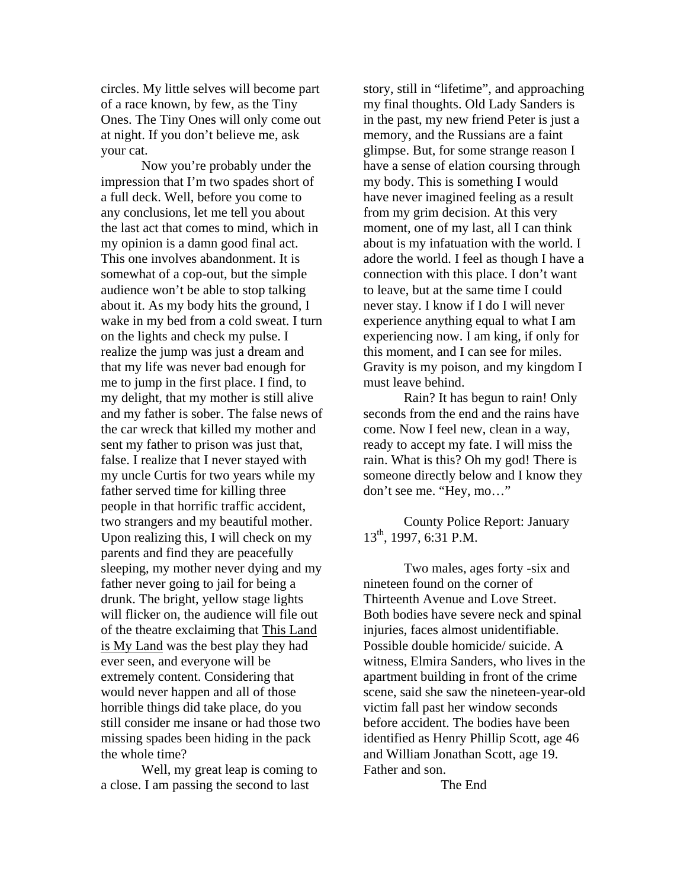circles. My little selves will become part of a race known, by few, as the Tiny Ones. The Tiny Ones will only come out at night. If you don't believe me, ask your cat.

Now you're probably under the impression that I'm two spades short of a full deck. Well, before you come to any conclusions, let me tell you about the last act that comes to mind, which in my opinion is a damn good final act. This one involves abandonment. It is somewhat of a cop-out, but the simple audience won't be able to stop talking about it. As my body hits the ground, I wake in my bed from a cold sweat. I turn on the lights and check my pulse. I realize the jump was just a dream and that my life was never bad enough for me to jump in the first place. I find, to my delight, that my mother is still alive and my father is sober. The false news of the car wreck that killed my mother and sent my father to prison was just that, false. I realize that I never stayed with my uncle Curtis for two years while my father served time for killing three people in that horrific traffic accident, two strangers and my beautiful mother. Upon realizing this, I will check on my parents and find they are peacefully sleeping, my mother never dying and my father never going to jail for being a drunk. The bright, yellow stage lights will flicker on, the audience will file out of the theatre exclaiming that <u>This Land is My Land</u> was the best play they had ever seen, and everyone will be extremely content. Considering that would never happen and all of those horrible things did take place, do you still consider me insane or had those two missing spades been hiding in the pack the whole time?

Well, my great leap is coming to a close. I am passing the second to last story, still in "lifetime", and approaching my final thoughts. Old Lady Sanders is in the past, my new friend Peter is just a memory, and the Russians are a faint glimpse. But, for some strange reason I have a sense of elation coursing through my body. This is something I would have never imagined feeling as a result from my grim decision. At this very moment, one of my last, all I can think about is my infatuation with the world. I adore the world. I feel as though I have a connection with this place. I don't want to leave, but at the same time I could never stay. I know if I do I will never experience anything equal to what I am experiencing now. I am king, if only for this moment, and I can see for miles. Gravity is my poison, and my kingdom I must leave behind.

Rain? It has begun to rain! Only seconds from the end and the rains have come. Now I feel new, clean in a way, ready to accept my fate. I will miss the rain. What is this? Oh my god! There is someone directly below and I know they don't see me. "Hey, mo…"

County Police Report: January 13th, 1997, 6:31 P.M.

Two males, ages forty -six and nineteen found on the corner of Thirteenth Avenue and Love Street. Both bodies have severe neck and spinal injuries, faces almost unidentifiable. Possible double homicide/ suicide. A witness, Elmira Sanders, who lives in the apartment building in front of the crime scene, said she saw the nineteen-year-old victim fall past her window seconds before accident. The bodies have been identified as Henry Phillip Scott, age 46 and William Jonathan Scott, age 19. Father and son.

The End